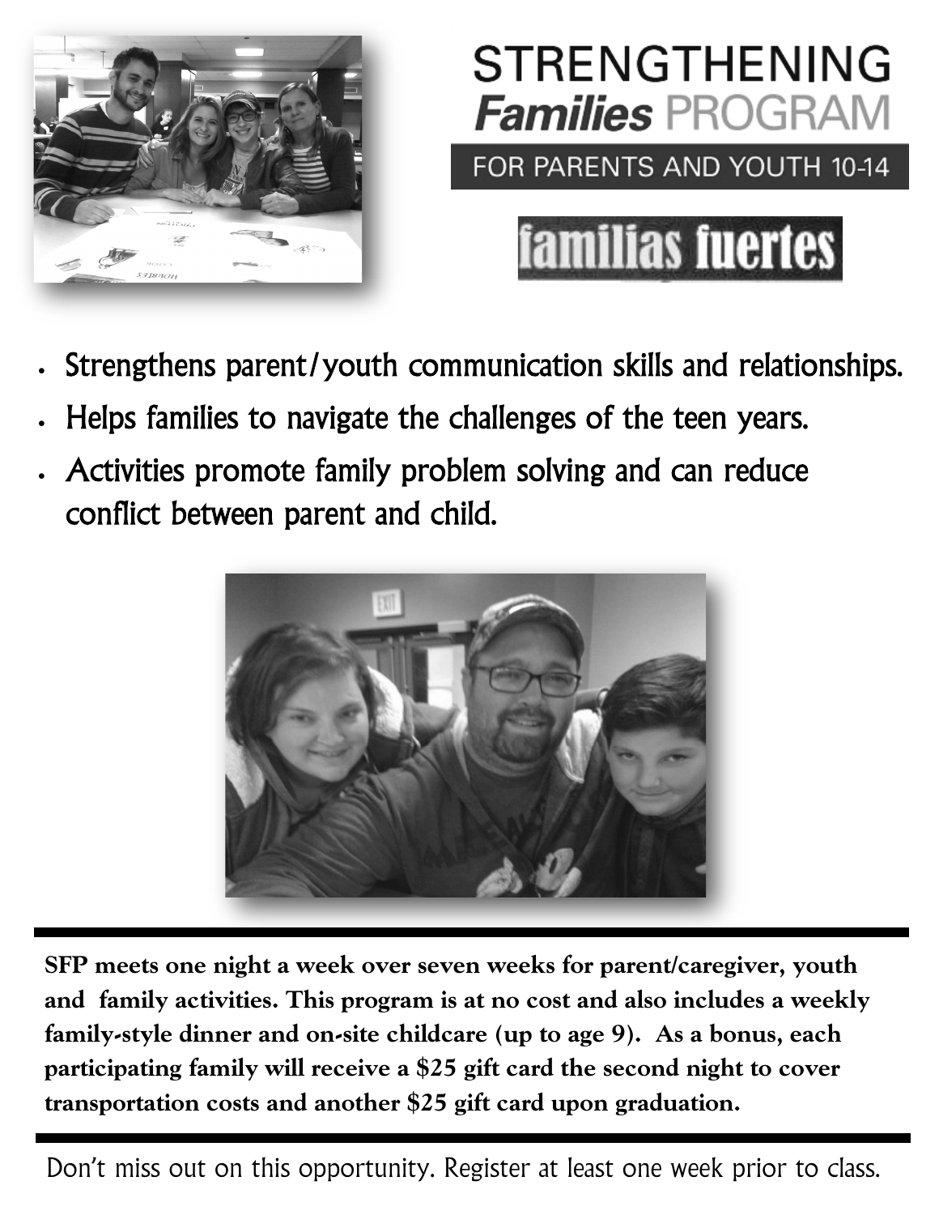# STRENGTHENING *Families* PROGRAM

FOR PARENTS AND YOUTH 10-14

**familias fuertes**

- Strengthens parent/youth communication skills and relationships.
- Helps families to navigate the challenges of the teen years.
- Activities promote family problem solving and can reduce conflict between parent and child.

**SFP meets one night a week over seven weeks for parent/caregiver, youth and family activities. This program is at no cost and also includes a weekly family-style dinner and on-site childcare (up to age 9). As a bonus, each participating family will receive a $25 gift card the second night to cover transportation costs and another $25 gift card upon graduation.**

Don't miss out on this opportunity. Register at least one week prior to class.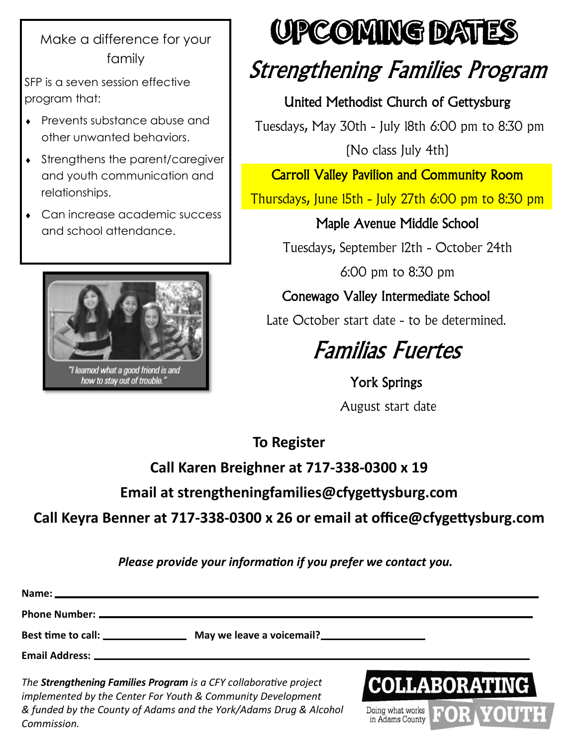Make a difference for your family

SFP is a seven session effective program that:

- Prevents substance abuse and other unwanted behaviors.
- Strengthens the parent/caregiver and youth communication and relationships.
- Can increase academic success and school attendance.

"I learned what a good friend is and how to stay out of trouble."

# UPCOMING DATES

## Strengthening Families Program

United Methodist Church of Gettysburg

Tuesdays, May 30th - July 18th 6:00 pm to 8:30 pm

(No class July 4th)

Carroll Valley Pavilion and Community Room

Thursdays, June 15th - July 27th 6:00 pm to 8:30 pm

Maple Avenue Middle School

Tuesdays, September 12th - October 24th

6:00 pm to 8:30 pm

Conewago Valley Intermediate School

Late October start date - to be determined.

## Familias Fuertes

York Springs

August start date

**To Register**

**Call Karen Breighner at 717-338-0300 x 19**

**Email at strengtheningfamilies@cfygettysburg.com**

**Call Keyra Benner at 717-338-0300 x 26 or email at office@cfygettysburg.com**

***Please provide your information if you prefer we contact you.***

**Name:** ______________________________

**Phone Number:** ______________________________

**Best time to call:** ______________ **May we leave a voicemail?** ______________

**Email Address:** ______________________________

*The **Strengthening Families Program** is a CFY collaborative project implemented by the Center For Youth & Community Development & funded by the County of Adams and the York/Adams Drug & Alcohol Commission.*

COLLABORATING FOR YOUTH

Doing what works in Adams County